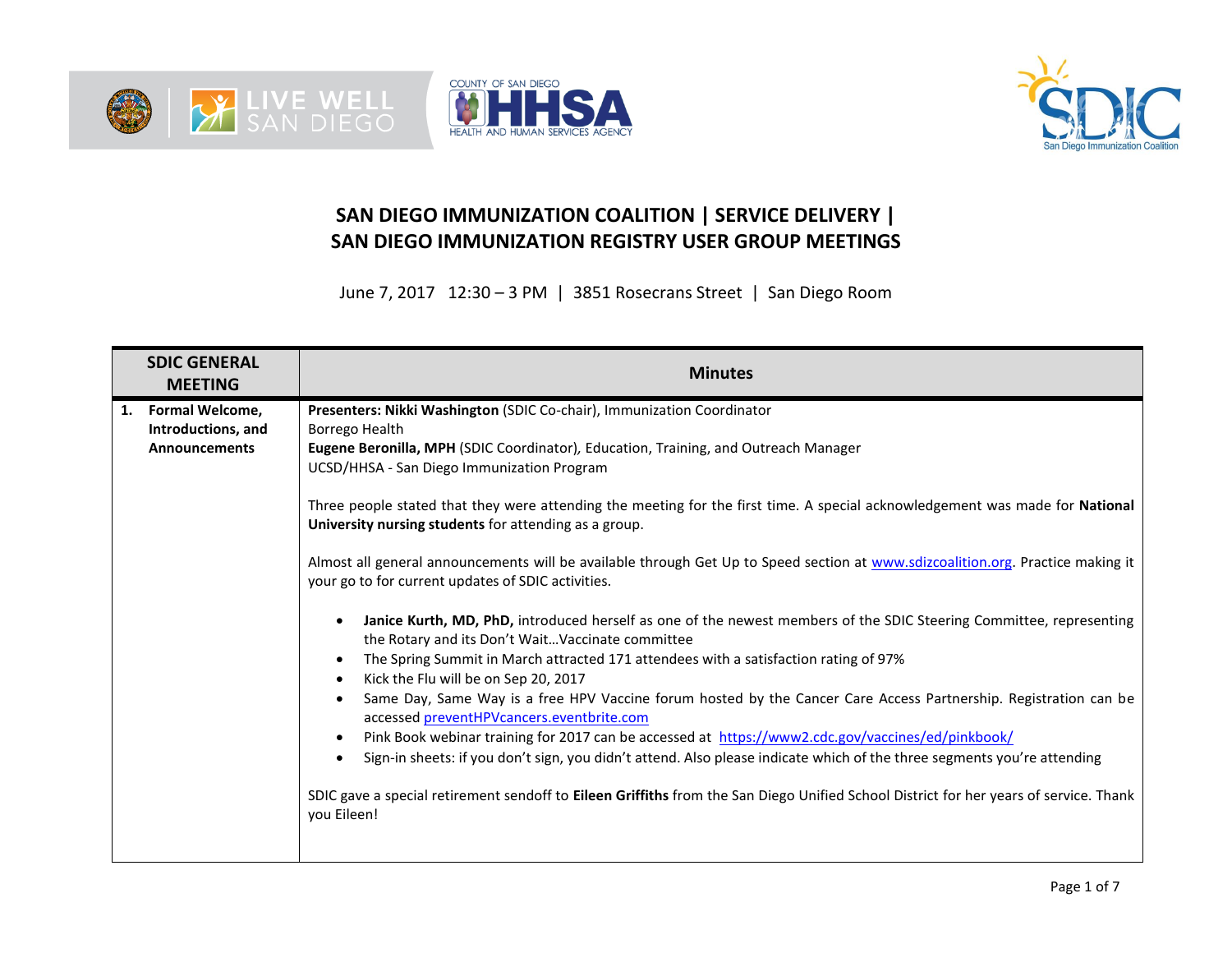# SAN DIEGO IMMUNIZATION COALITION | SERVICE DELIVERY | SAN DIEGO IMMUNIZATION REGISTRY USER GROUP MEETINGS

June 7, 2017 12:30 – 3 PM | 3851 Rosecrans Street | San Diego Room

| SDIC GENERAL MEETING | Minutes |
|---|---|
| **1. Formal Welcome, Introductions, and Announcements** | **Presenters: Nikki Washington** (SDIC Co-chair), Immunization Coordinator<br>Borrego Health<br>**Eugene Beronilla, MPH** (SDIC Coordinator), Education, Training, and Outreach Manager<br>UCSD/HHSA - San Diego Immunization Program<br><br>Three people stated that they were attending the meeting for the first time. A special acknowledgement was made for **National University nursing students** for attending as a group.<br><br>Almost all general announcements will be available through Get Up to Speed section at www.sdizcoalition.org. Practice making it your go to for current updates of SDIC activities.<br><br>• **Janice Kurth, MD, PhD,** introduced herself as one of the newest members of the SDIC Steering Committee, representing the Rotary and its Don't Wait…Vaccinate committee<br>• The Spring Summit in March attracted 171 attendees with a satisfaction rating of 97%<br>• Kick the Flu will be on Sep 20, 2017<br>• Same Day, Same Way is a free HPV Vaccine forum hosted by the Cancer Care Access Partnership. Registration can be accessed preventHPVcancers.eventbrite.com<br>• Pink Book webinar training for 2017 can be accessed at https://www2.cdc.gov/vaccines/ed/pinkbook/<br>• Sign-in sheets: if you don't sign, you didn't attend. Also please indicate which of the three segments you're attending<br><br>SDIC gave a special retirement sendoff to **Eileen Griffiths** from the San Diego Unified School District for her years of service. Thank you Eileen! |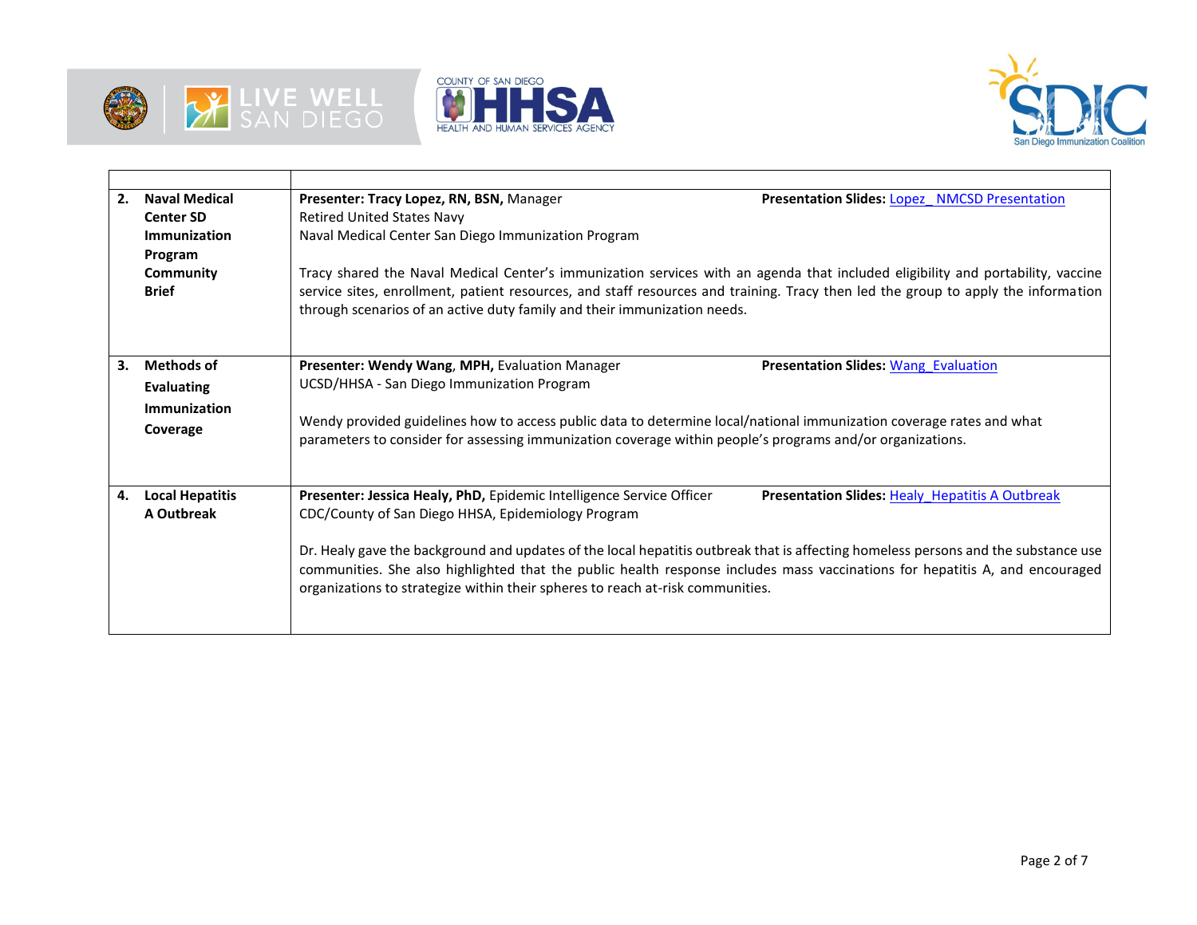| | |
|---|---|
| **2. Naval Medical Center SD Immunization Program Community Brief** | **Presenter: Tracy Lopez, RN, BSN,** Manager<br>Retired United States Navy<br>Naval Medical Center San Diego Immunization Program<br>**Presentation Slides:** Lopez_ NMCSD Presentation<br><br>Tracy shared the Naval Medical Center's immunization services with an agenda that included eligibility and portability, vaccine service sites, enrollment, patient resources, and staff resources and training. Tracy then led the group to apply the information through scenarios of an active duty family and their immunization needs. |
| **3. Methods of Evaluating Immunization Coverage** | **Presenter: Wendy Wang, MPH,** Evaluation Manager<br>UCSD/HHSA - San Diego Immunization Program<br>**Presentation Slides:** Wang_Evaluation<br><br>Wendy provided guidelines how to access public data to determine local/national immunization coverage rates and what parameters to consider for assessing immunization coverage within people's programs and/or organizations. |
| **4. Local Hepatitis A Outbreak** | **Presenter: Jessica Healy, PhD,** Epidemic Intelligence Service Officer<br>CDC/County of San Diego HHSA, Epidemiology Program<br>**Presentation Slides:** Healy_Hepatitis A Outbreak<br><br>Dr. Healy gave the background and updates of the local hepatitis outbreak that is affecting homeless persons and the substance use communities. She also highlighted that the public health response includes mass vaccinations for hepatitis A, and encouraged organizations to strategize within their spheres to reach at-risk communities. |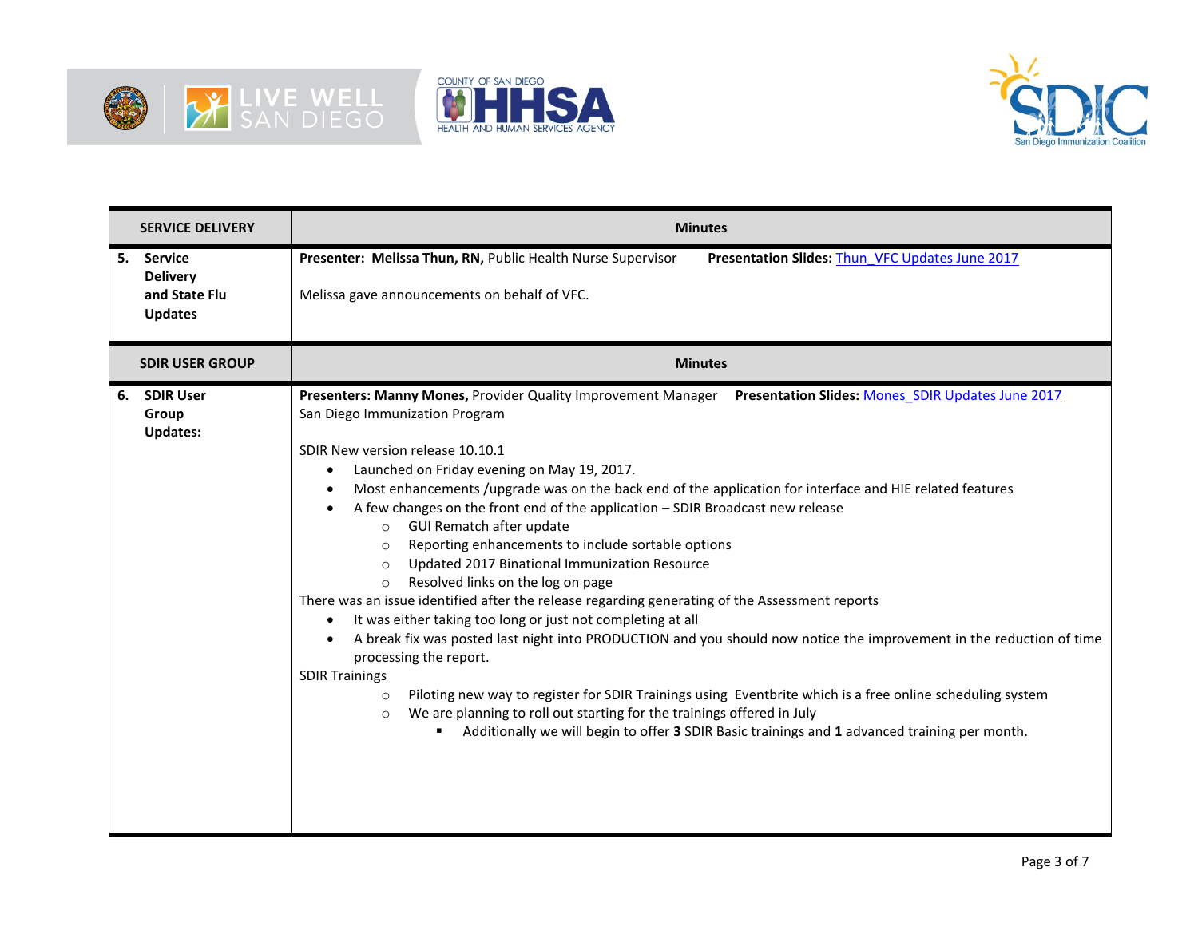| SERVICE DELIVERY | Minutes |
|---|---|
| **5. Service Delivery and State Flu Updates** | **Presenter: Melissa Thun, RN,** Public Health Nurse Supervisor **Presentation Slides:** Thun_VFC Updates June 2017<br><br>Melissa gave announcements on behalf of VFC. |

| SDIR USER GROUP | Minutes |
|---|---|
| **6. SDIR User Group Updates:** | **Presenters: Manny Mones,** Provider Quality Improvement Manager **Presentation Slides:** Mones_SDIR Updates June 2017<br>San Diego Immunization Program<br><br>SDIR New version release 10.10.1<br>• Launched on Friday evening on May 19, 2017.<br>• Most enhancements /upgrade was on the back end of the application for interface and HIE related features<br>• A few changes on the front end of the application – SDIR Broadcast new release<br>&nbsp;&nbsp;&nbsp;&nbsp;○ GUI Rematch after update<br>&nbsp;&nbsp;&nbsp;&nbsp;○ Reporting enhancements to include sortable options<br>&nbsp;&nbsp;&nbsp;&nbsp;○ Updated 2017 Binational Immunization Resource<br>&nbsp;&nbsp;&nbsp;&nbsp;○ Resolved links on the log on page<br>There was an issue identified after the release regarding generating of the Assessment reports<br>• It was either taking too long or just not completing at all<br>• A break fix was posted last night into PRODUCTION and you should now notice the improvement in the reduction of time processing the report.<br>SDIR Trainings<br>&nbsp;&nbsp;&nbsp;&nbsp;○ Piloting new way to register for SDIR Trainings using Eventbrite which is a free online scheduling system<br>&nbsp;&nbsp;&nbsp;&nbsp;○ We are planning to roll out starting for the trainings offered in July<br>&nbsp;&nbsp;&nbsp;&nbsp;&nbsp;&nbsp;&nbsp;&nbsp;▪ Additionally we will begin to offer **3** SDIR Basic trainings and **1** advanced training per month. |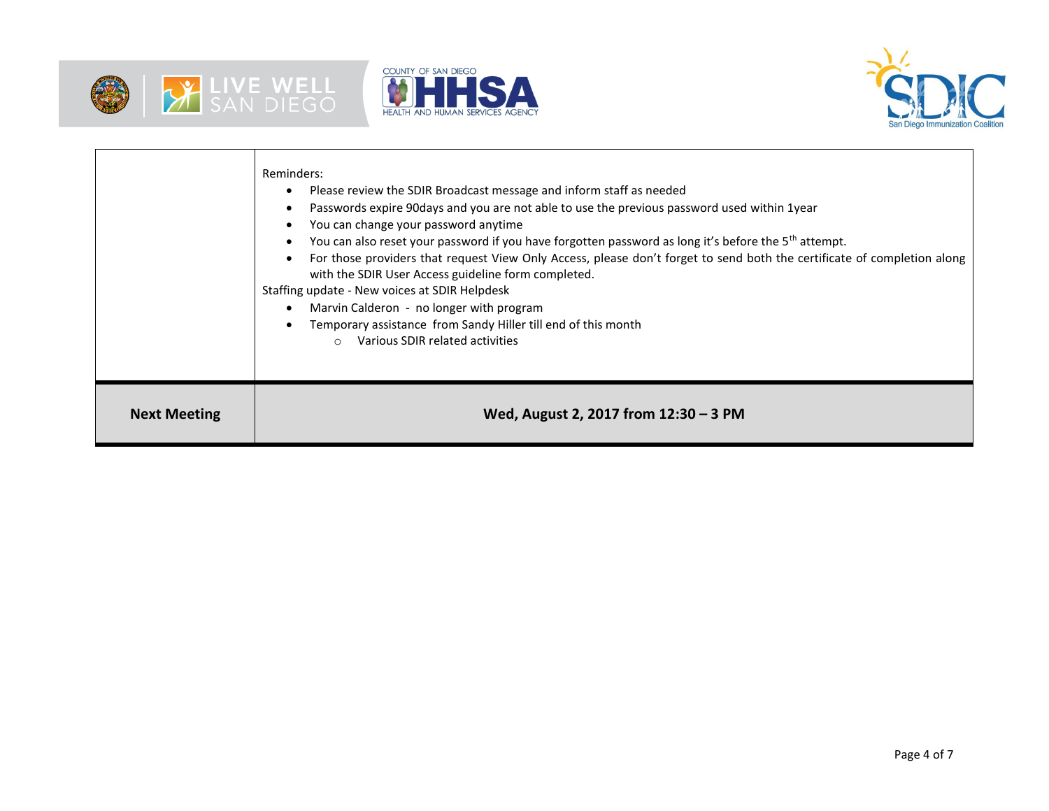| | |
|---|---|
| | Reminders:<br>• Please review the SDIR Broadcast message and inform staff as needed<br>• Passwords expire 90days and you are not able to use the previous password used within 1year<br>• You can change your password anytime<br>• You can also reset your password if you have forgotten password as long it's before the 5th attempt.<br>• For those providers that request View Only Access, please don't forget to send both the certificate of completion along with the SDIR User Access guideline form completed.<br>Staffing update - New voices at SDIR Helpdesk<br>• Marvin Calderon - no longer with program<br>• Temporary assistance from Sandy Hiller till end of this month<br>&nbsp;&nbsp;&nbsp;&nbsp;○ Various SDIR related activities |
| **Next Meeting** | **Wed, August 2, 2017 from 12:30 – 3 PM** |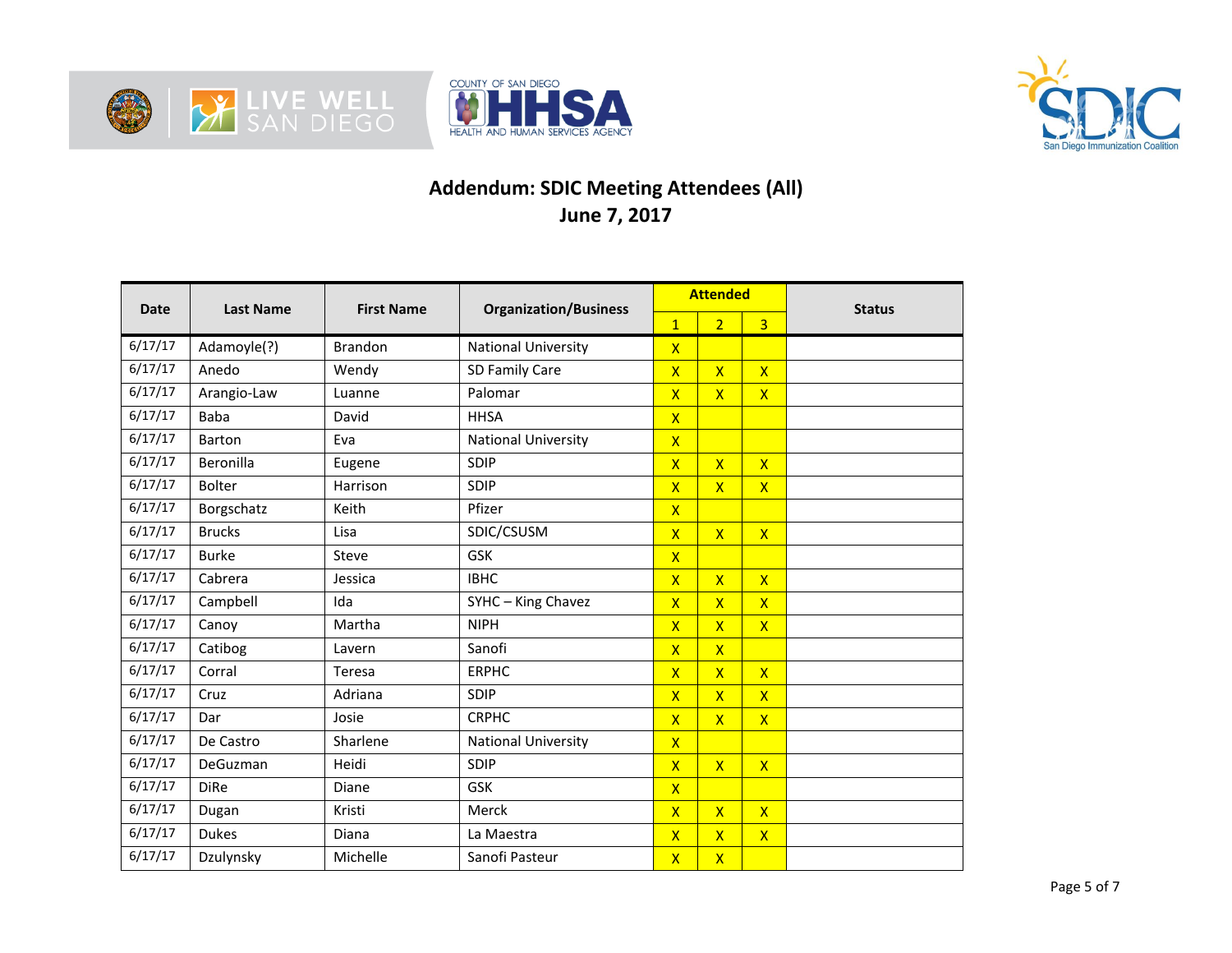# Addendum: SDIC Meeting Attendees (All)

## June 7, 2017

| Date | Last Name | First Name | Organization/Business | Attended | | | Status |
|---|---|---|---|---|---|---|---|
| | | | | 1 | 2 | 3 | |
| 6/17/17 | Adamoyle(?) | Brandon | National University | X | | | |
| 6/17/17 | Anedo | Wendy | SD Family Care | X | X | X | |
| 6/17/17 | Arangio-Law | Luanne | Palomar | X | X | X | |
| 6/17/17 | Baba | David | HHSA | X | | | |
| 6/17/17 | Barton | Eva | National University | X | | | |
| 6/17/17 | Beronilla | Eugene | SDIP | X | X | X | |
| 6/17/17 | Bolter | Harrison | SDIP | X | X | X | |
| 6/17/17 | Borgschatz | Keith | Pfizer | X | | | |
| 6/17/17 | Brucks | Lisa | SDIC/CSUSM | X | X | X | |
| 6/17/17 | Burke | Steve | GSK | X | | | |
| 6/17/17 | Cabrera | Jessica | IBHC | X | X | X | |
| 6/17/17 | Campbell | Ida | SYHC – King Chavez | X | X | X | |
| 6/17/17 | Canoy | Martha | NIPH | X | X | X | |
| 6/17/17 | Catibog | Lavern | Sanofi | X | X | | |
| 6/17/17 | Corral | Teresa | ERPHC | X | X | X | |
| 6/17/17 | Cruz | Adriana | SDIP | X | X | X | |
| 6/17/17 | Dar | Josie | CRPHC | X | X | X | |
| 6/17/17 | De Castro | Sharlene | National University | X | | | |
| 6/17/17 | DeGuzman | Heidi | SDIP | X | X | X | |
| 6/17/17 | DiRe | Diane | GSK | X | | | |
| 6/17/17 | Dugan | Kristi | Merck | X | X | X | |
| 6/17/17 | Dukes | Diana | La Maestra | X | X | X | |
| 6/17/17 | Dzulynsky | Michelle | Sanofi Pasteur | X | X | | |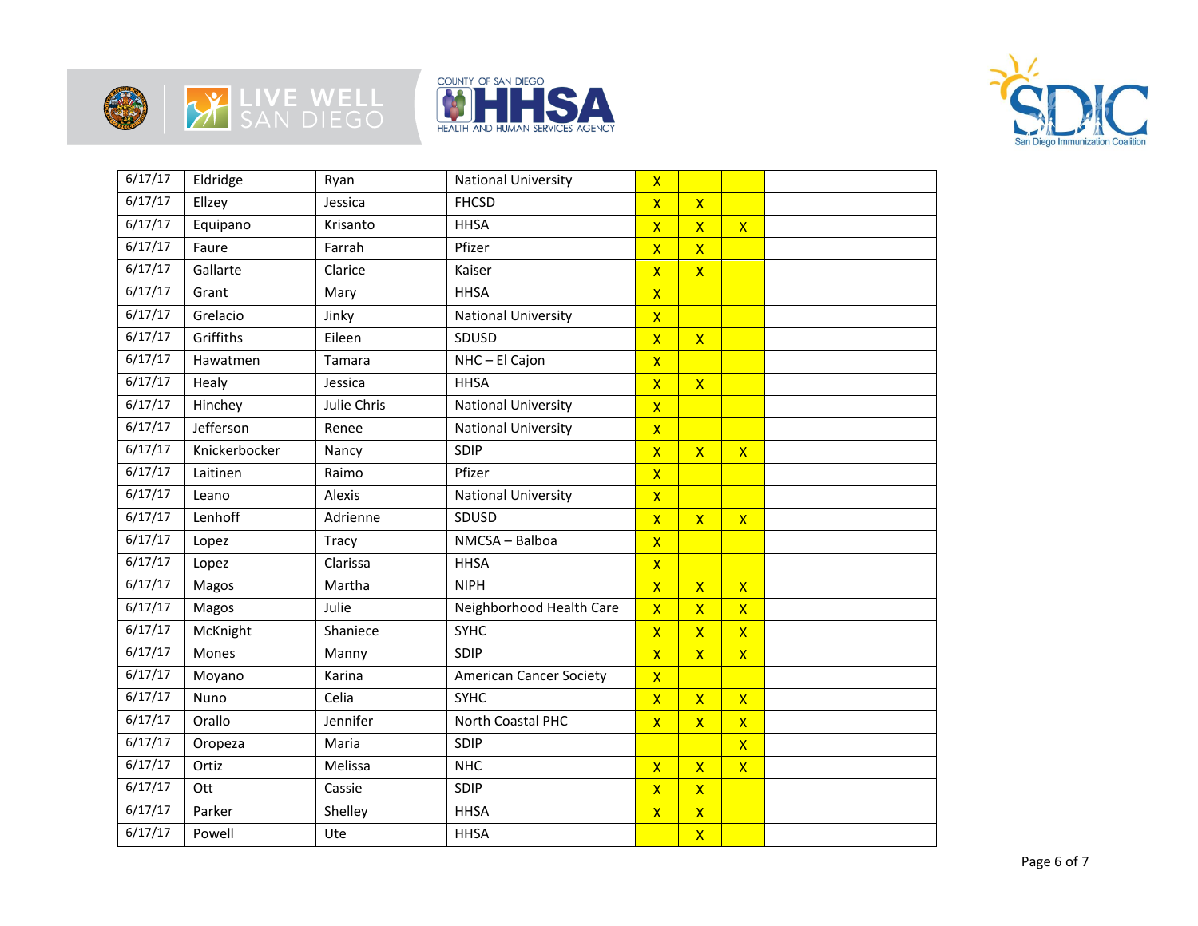| | | | | | | | |
|---|---|---|---|---|---|---|---|
| 6/17/17 | Eldridge | Ryan | National University | X | | | |
| 6/17/17 | Ellzey | Jessica | FHCSD | X | X | | |
| 6/17/17 | Equipano | Krisanto | HHSA | X | X | X | |
| 6/17/17 | Faure | Farrah | Pfizer | X | X | | |
| 6/17/17 | Gallarte | Clarice | Kaiser | X | X | | |
| 6/17/17 | Grant | Mary | HHSA | X | | | |
| 6/17/17 | Grelacio | Jinky | National University | X | | | |
| 6/17/17 | Griffiths | Eileen | SDUSD | X | X | | |
| 6/17/17 | Hawatmen | Tamara | NHC – El Cajon | X | | | |
| 6/17/17 | Healy | Jessica | HHSA | X | X | | |
| 6/17/17 | Hinchey | Julie Chris | National University | X | | | |
| 6/17/17 | Jefferson | Renee | National University | X | | | |
| 6/17/17 | Knickerbocker | Nancy | SDIP | X | X | X | |
| 6/17/17 | Laitinen | Raimo | Pfizer | X | | | |
| 6/17/17 | Leano | Alexis | National University | X | | | |
| 6/17/17 | Lenhoff | Adrienne | SDUSD | X | X | X | |
| 6/17/17 | Lopez | Tracy | NMCSA – Balboa | X | | | |
| 6/17/17 | Lopez | Clarissa | HHSA | X | | | |
| 6/17/17 | Magos | Martha | NIPH | X | X | X | |
| 6/17/17 | Magos | Julie | Neighborhood Health Care | X | X | X | |
| 6/17/17 | McKnight | Shaniece | SYHC | X | X | X | |
| 6/17/17 | Mones | Manny | SDIP | X | X | X | |
| 6/17/17 | Moyano | Karina | American Cancer Society | X | | | |
| 6/17/17 | Nuno | Celia | SYHC | X | X | X | |
| 6/17/17 | Orallo | Jennifer | North Coastal PHC | X | X | X | |
| 6/17/17 | Oropeza | Maria | SDIP | | | X | |
| 6/17/17 | Ortiz | Melissa | NHC | X | X | X | |
| 6/17/17 | Ott | Cassie | SDIP | X | X | | |
| 6/17/17 | Parker | Shelley | HHSA | X | X | | |
| 6/17/17 | Powell | Ute | HHSA | | X | | |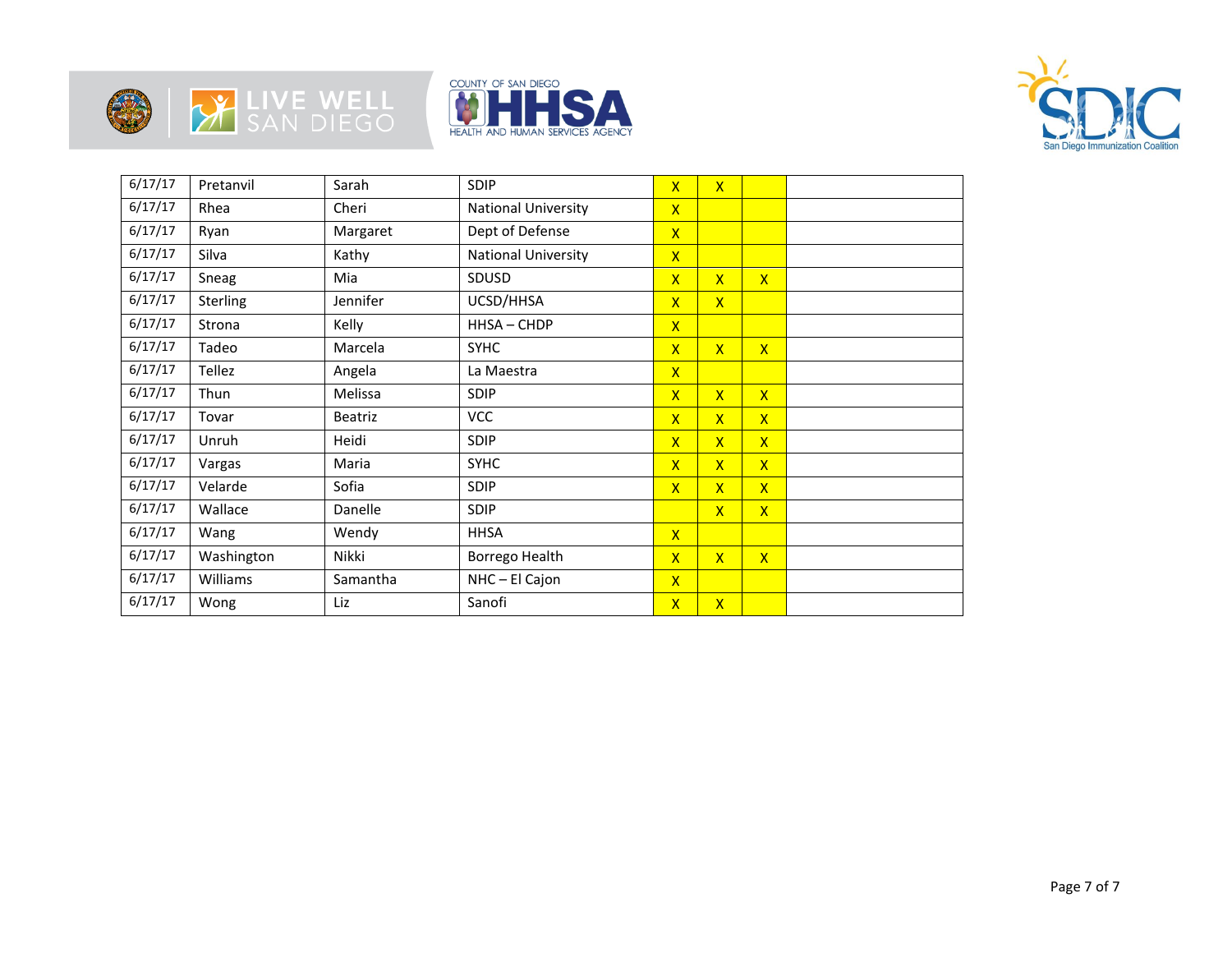| | | | | | | | |
|---|---|---|---|---|---|---|---|
| 6/17/17 | Pretanvil | Sarah | SDIP | X | X | | |
| 6/17/17 | Rhea | Cheri | National University | X | | | |
| 6/17/17 | Ryan | Margaret | Dept of Defense | X | | | |
| 6/17/17 | Silva | Kathy | National University | X | | | |
| 6/17/17 | Sneag | Mia | SDUSD | X | X | X | |
| 6/17/17 | Sterling | Jennifer | UCSD/HHSA | X | X | | |
| 6/17/17 | Strona | Kelly | HHSA – CHDP | X | | | |
| 6/17/17 | Tadeo | Marcela | SYHC | X | X | X | |
| 6/17/17 | Tellez | Angela | La Maestra | X | | | |
| 6/17/17 | Thun | Melissa | SDIP | X | X | X | |
| 6/17/17 | Tovar | Beatriz | VCC | X | X | X | |
| 6/17/17 | Unruh | Heidi | SDIP | X | X | X | |
| 6/17/17 | Vargas | Maria | SYHC | X | X | X | |
| 6/17/17 | Velarde | Sofia | SDIP | X | X | X | |
| 6/17/17 | Wallace | Danelle | SDIP | | X | X | |
| 6/17/17 | Wang | Wendy | HHSA | X | | | |
| 6/17/17 | Washington | Nikki | Borrego Health | X | X | X | |
| 6/17/17 | Williams | Samantha | NHC – El Cajon | X | | | |
| 6/17/17 | Wong | Liz | Sanofi | X | X | | |